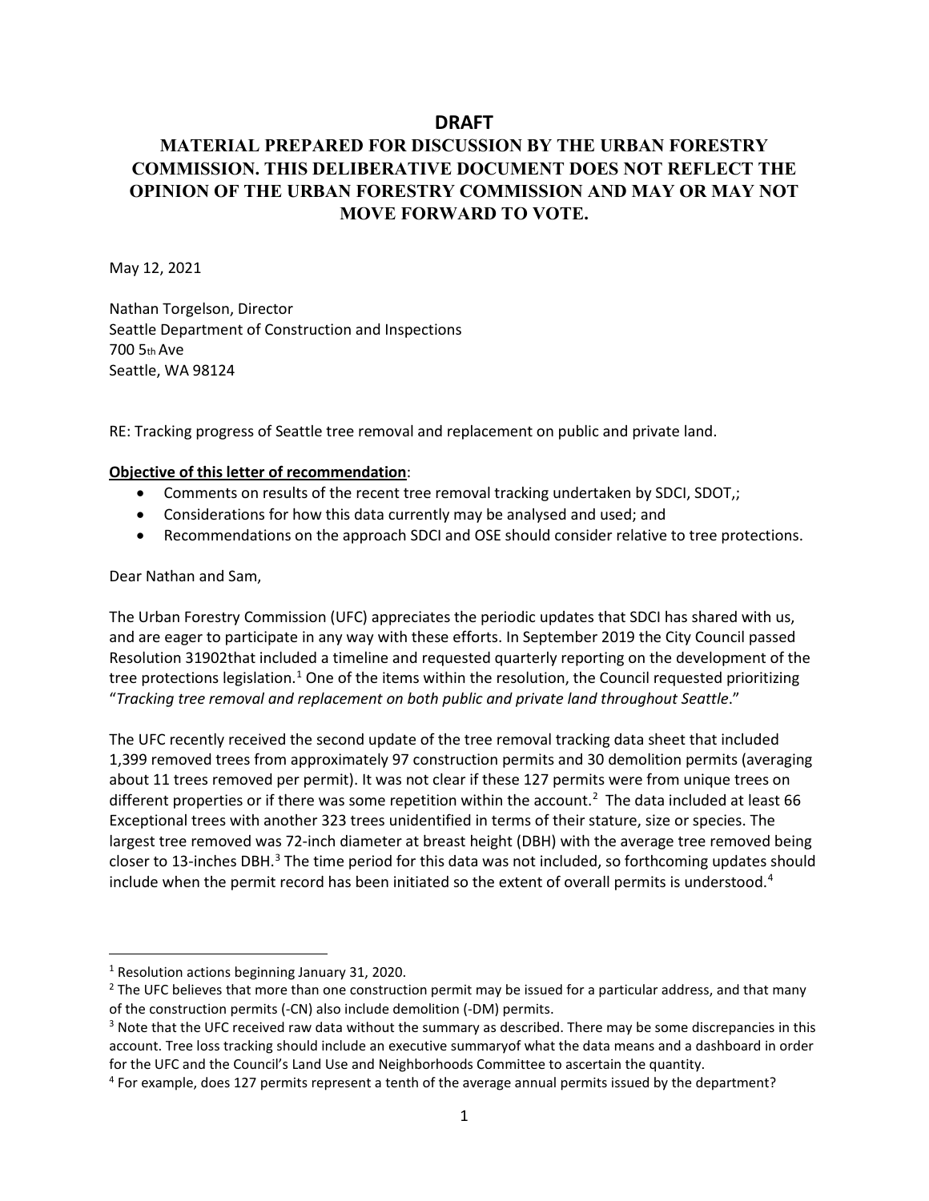**DRAFT**

**MATERIAL PREPARED FOR DISCUSSION BY THE URBAN FORESTRY COMMISSION. THIS DELIBERATIVE DOCUMENT DOES NOT REFLECT THE OPINION OF THE URBAN FORESTRY COMMISSION AND MAY OR MAY NOT MOVE FORWARD TO VOTE.**

May 12, 2021

Nathan Torgelson, Director
Seattle Department of Construction and Inspections
700 5th Ave
Seattle, WA 98124

RE: Tracking progress of Seattle tree removal and replacement on public and private land.

**Objective of this letter of recommendation**:

- Comments on results of the recent tree removal tracking undertaken by SDCI, SDOT,;
- Considerations for how this data currently may be analysed and used; and
- Recommendations on the approach SDCI and OSE should consider relative to tree protections.

Dear Nathan and Sam,

The Urban Forestry Commission (UFC) appreciates the periodic updates that SDCI has shared with us, and are eager to participate in any way with these efforts. In September 2019 the City Council passed Resolution 31902that included a timeline and requested quarterly reporting on the development of the tree protections legislation.[1] One of the items within the resolution, the Council requested prioritizing "*Tracking tree removal and replacement on both public and private land throughout Seattle*."

The UFC recently received the second update of the tree removal tracking data sheet that included 1,399 removed trees from approximately 97 construction permits and 30 demolition permits (averaging about 11 trees removed per permit). It was not clear if these 127 permits were from unique trees on different properties or if there was some repetition within the account.[2] The data included at least 66 Exceptional trees with another 323 trees unidentified in terms of their stature, size or species. The largest tree removed was 72-inch diameter at breast height (DBH) with the average tree removed being closer to 13-inches DBH.[3] The time period for this data was not included, so forthcoming updates should include when the permit record has been initiated so the extent of overall permits is understood.[4]

---

[1] Resolution actions beginning January 31, 2020.

[2] The UFC believes that more than one construction permit may be issued for a particular address, and that many of the construction permits (-CN) also include demolition (-DM) permits.

[3] Note that the UFC received raw data without the summary as described. There may be some discrepancies in this account. Tree loss tracking should include an executive summaryof what the data means and a dashboard in order for the UFC and the Council's Land Use and Neighborhoods Committee to ascertain the quantity.

[4] For example, does 127 permits represent a tenth of the average annual permits issued by the department?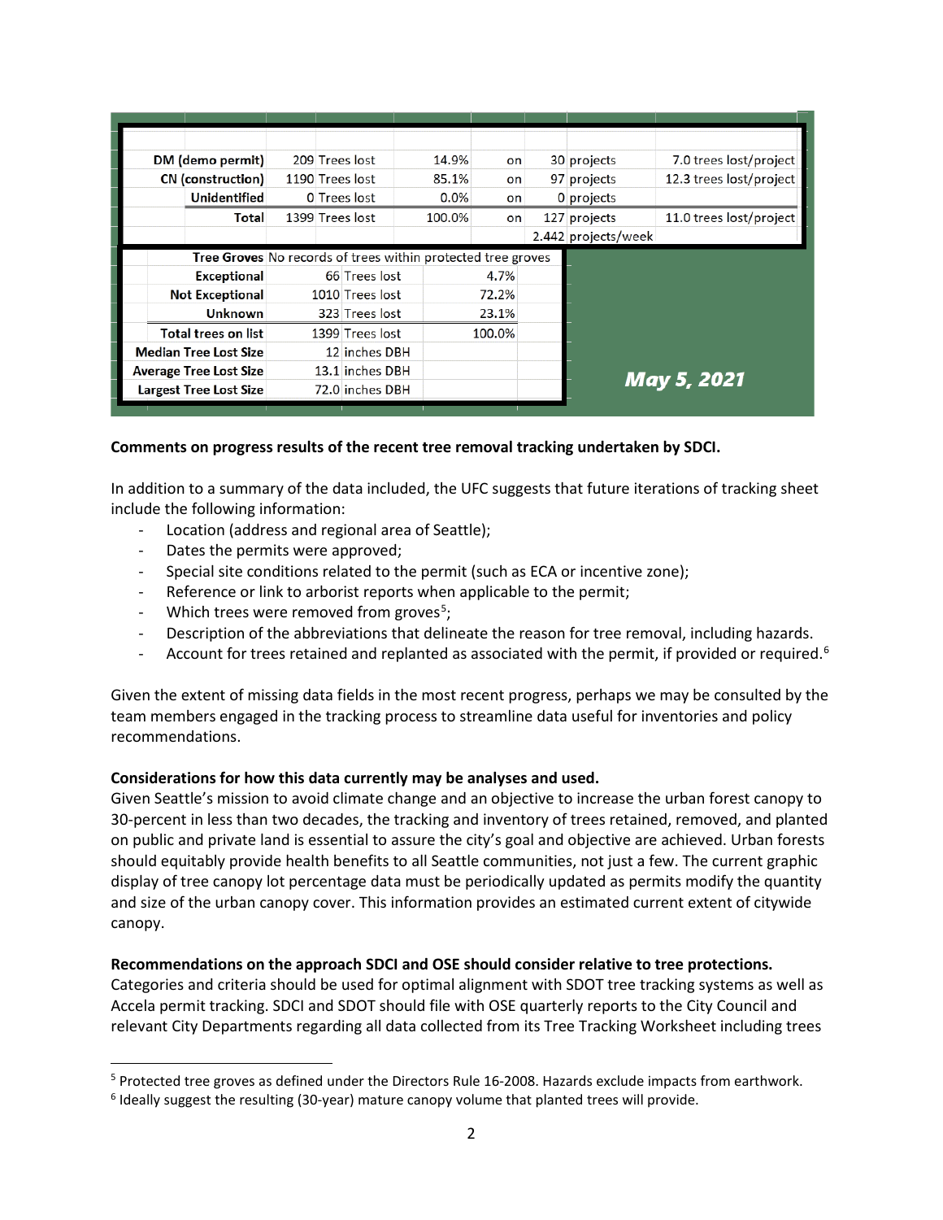| | | | | | | |
|---|---|---|---|---|---|---|
| **DM (demo permit)** | 209 | Trees lost | 14.9% | on | 30 projects | 7.0 trees lost/project |
| **CN (construction)** | 1190 | Trees lost | 85.1% | on | 97 projects | 12.3 trees lost/project |
| **Unidentified** | 0 | Trees lost | 0.0% | on | 0 projects | |
| **Total** | 1399 | Trees lost | 100.0% | on | 127 projects | 11.0 trees lost/project |
| | | | | | 2.442 projects/week | |

| | | | |
|---|---|---|---|
| **Tree Groves** | No records of trees within protected tree groves | | |
| **Exceptional** | 66 | Trees lost | 4.7% |
| **Not Exceptional** | 1010 | Trees lost | 72.2% |
| **Unknown** | 323 | Trees lost | 23.1% |
| **Total trees on list** | 1399 | Trees lost | 100.0% |
| **Median Tree Lost Size** | 12 | inches DBH | |
| **Average Tree Lost Size** | 13.1 | inches DBH | |
| **Largest Tree Lost Size** | 72.0 | inches DBH | |

***May 5, 2021***

**Comments on progress results of the recent tree removal tracking undertaken by SDCI.**

In addition to a summary of the data included, the UFC suggests that future iterations of tracking sheet include the following information:

- Location (address and regional area of Seattle);
- Dates the permits were approved;
- Special site conditions related to the permit (such as ECA or incentive zone);
- Reference or link to arborist reports when applicable to the permit;
- Which trees were removed from groves[5];
- Description of the abbreviations that delineate the reason for tree removal, including hazards.
- Account for trees retained and replanted as associated with the permit, if provided or required.[6]

Given the extent of missing data fields in the most recent progress, perhaps we may be consulted by the team members engaged in the tracking process to streamline data useful for inventories and policy recommendations.

**Considerations for how this data currently may be analyses and used.**

Given Seattle's mission to avoid climate change and an objective to increase the urban forest canopy to 30-percent in less than two decades, the tracking and inventory of trees retained, removed, and planted on public and private land is essential to assure the city's goal and objective are achieved. Urban forests should equitably provide health benefits to all Seattle communities, not just a few. The current graphic display of tree canopy lot percentage data must be periodically updated as permits modify the quantity and size of the urban canopy cover. This information provides an estimated current extent of citywide canopy.

**Recommendations on the approach SDCI and OSE should consider relative to tree protections.**

Categories and criteria should be used for optimal alignment with SDOT tree tracking systems as well as Accela permit tracking. SDCI and SDOT should file with OSE quarterly reports to the City Council and relevant City Departments regarding all data collected from its Tree Tracking Worksheet including trees

[5] Protected tree groves as defined under the Directors Rule 16-2008. Hazards exclude impacts from earthwork.

[6] Ideally suggest the resulting (30-year) mature canopy volume that planted trees will provide.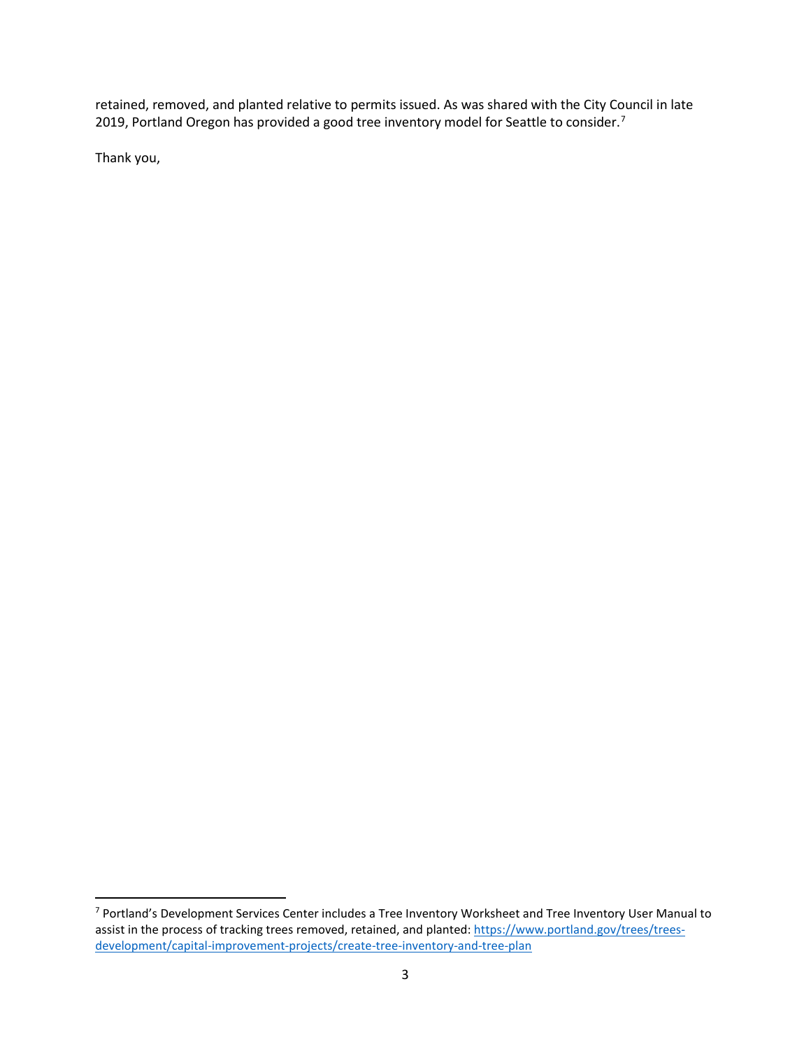retained, removed, and planted relative to permits issued. As was shared with the City Council in late 2019, Portland Oregon has provided a good tree inventory model for Seattle to consider.[7]

Thank you,

[7] Portland's Development Services Center includes a Tree Inventory Worksheet and Tree Inventory User Manual to assist in the process of tracking trees removed, retained, and planted: [https://www.portland.gov/trees/trees-development/capital-improvement-projects/create-tree-inventory-and-tree-plan](https://www.portland.gov/trees/trees-development/capital-improvement-projects/create-tree-inventory-and-tree-plan)